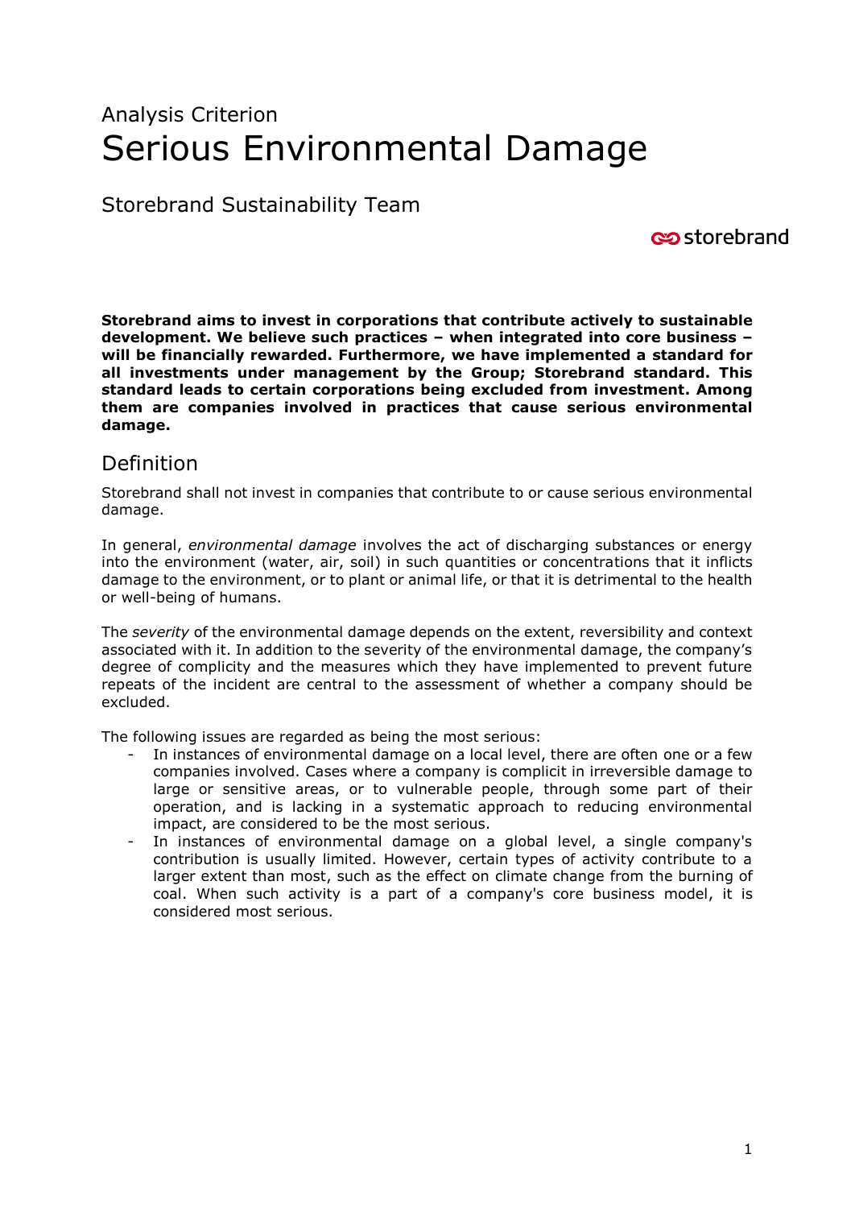# Analysis Criterion
# Serious Environmental Damage

## Storebrand Sustainability Team

storebrand

**Storebrand aims to invest in corporations that contribute actively to sustainable development. We believe such practices – when integrated into core business – will be financially rewarded. Furthermore, we have implemented a standard for all investments under management by the Group; Storebrand standard. This standard leads to certain corporations being excluded from investment. Among them are companies involved in practices that cause serious environmental damage.**

## Definition

Storebrand shall not invest in companies that contribute to or cause serious environmental damage.

In general, *environmental damage* involves the act of discharging substances or energy into the environment (water, air, soil) in such quantities or concentrations that it inflicts damage to the environment, or to plant or animal life, or that it is detrimental to the health or well-being of humans.

The *severity* of the environmental damage depends on the extent, reversibility and context associated with it. In addition to the severity of the environmental damage, the company's degree of complicity and the measures which they have implemented to prevent future repeats of the incident are central to the assessment of whether a company should be excluded.

The following issues are regarded as being the most serious:

- In instances of environmental damage on a local level, there are often one or a few companies involved. Cases where a company is complicit in irreversible damage to large or sensitive areas, or to vulnerable people, through some part of their operation, and is lacking in a systematic approach to reducing environmental impact, are considered to be the most serious.
- In instances of environmental damage on a global level, a single company's contribution is usually limited. However, certain types of activity contribute to a larger extent than most, such as the effect on climate change from the burning of coal. When such activity is a part of a company's core business model, it is considered most serious.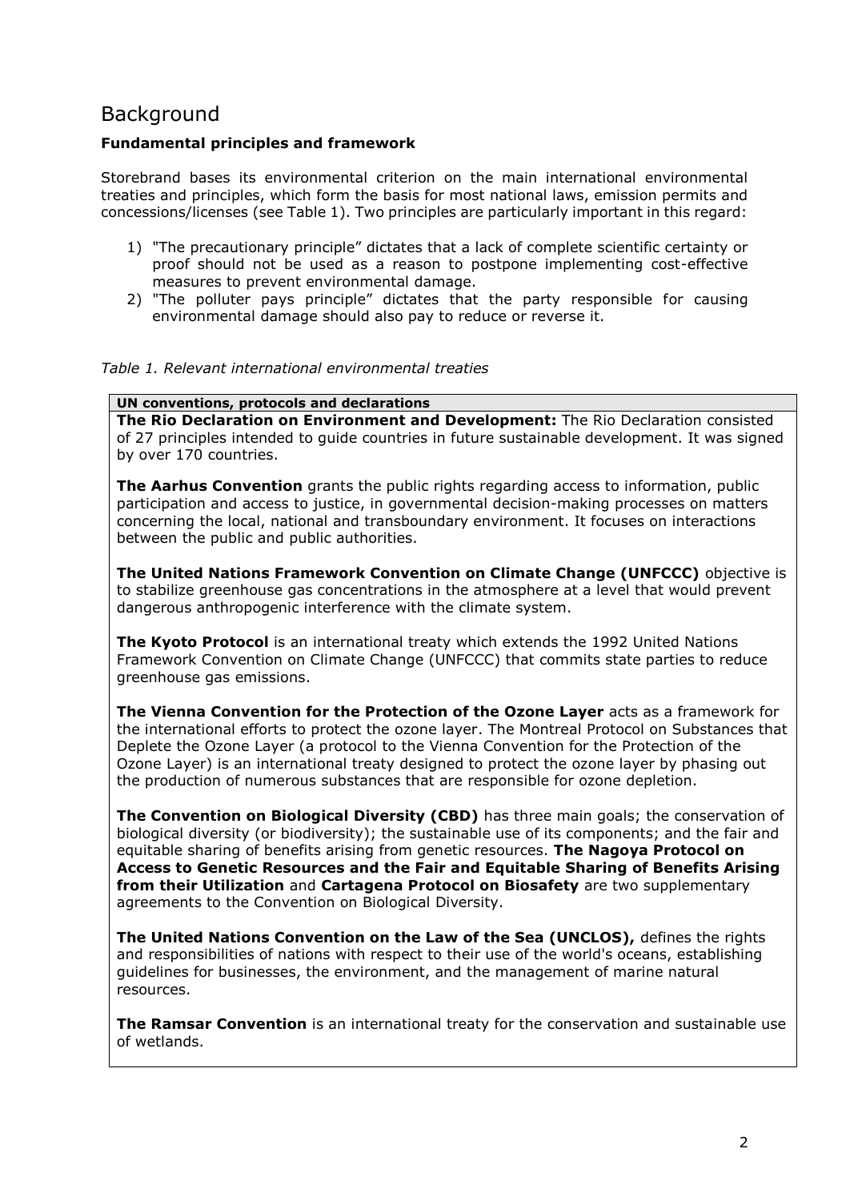# Background

**Fundamental principles and framework**

Storebrand bases its environmental criterion on the main international environmental treaties and principles, which form the basis for most national laws, emission permits and concessions/licenses (see Table 1). Two principles are particularly important in this regard:

1) "The precautionary principle" dictates that a lack of complete scientific certainty or proof should not be used as a reason to postpone implementing cost-effective measures to prevent environmental damage.
2) "The polluter pays principle" dictates that the party responsible for causing environmental damage should also pay to reduce or reverse it.

*Table 1. Relevant international environmental treaties*

| **UN conventions, protocols and declarations** |
|---|
| **The Rio Declaration on Environment and Development:** The Rio Declaration consisted of 27 principles intended to guide countries in future sustainable development. It was signed by over 170 countries.<br><br>**The Aarhus Convention** grants the public rights regarding access to information, public participation and access to justice, in governmental decision-making processes on matters concerning the local, national and transboundary environment. It focuses on interactions between the public and public authorities.<br><br>**The United Nations Framework Convention on Climate Change (UNFCCC)** objective is to stabilize greenhouse gas concentrations in the atmosphere at a level that would prevent dangerous anthropogenic interference with the climate system.<br><br>**The Kyoto Protocol** is an international treaty which extends the 1992 United Nations Framework Convention on Climate Change (UNFCCC) that commits state parties to reduce greenhouse gas emissions.<br><br>**The Vienna Convention for the Protection of the Ozone Layer** acts as a framework for the international efforts to protect the ozone layer. The Montreal Protocol on Substances that Deplete the Ozone Layer (a protocol to the Vienna Convention for the Protection of the Ozone Layer) is an international treaty designed to protect the ozone layer by phasing out the production of numerous substances that are responsible for ozone depletion.<br><br>**The Convention on Biological Diversity (CBD)** has three main goals; the conservation of biological diversity (or biodiversity); the sustainable use of its components; and the fair and equitable sharing of benefits arising from genetic resources. **The Nagoya Protocol on Access to Genetic Resources and the Fair and Equitable Sharing of Benefits Arising from their Utilization** and **Cartagena Protocol on Biosafety** are two supplementary agreements to the Convention on Biological Diversity.<br><br>**The United Nations Convention on the Law of the Sea (UNCLOS),** defines the rights and responsibilities of nations with respect to their use of the world's oceans, establishing guidelines for businesses, the environment, and the management of marine natural resources.<br><br>**The Ramsar Convention** is an international treaty for the conservation and sustainable use of wetlands. |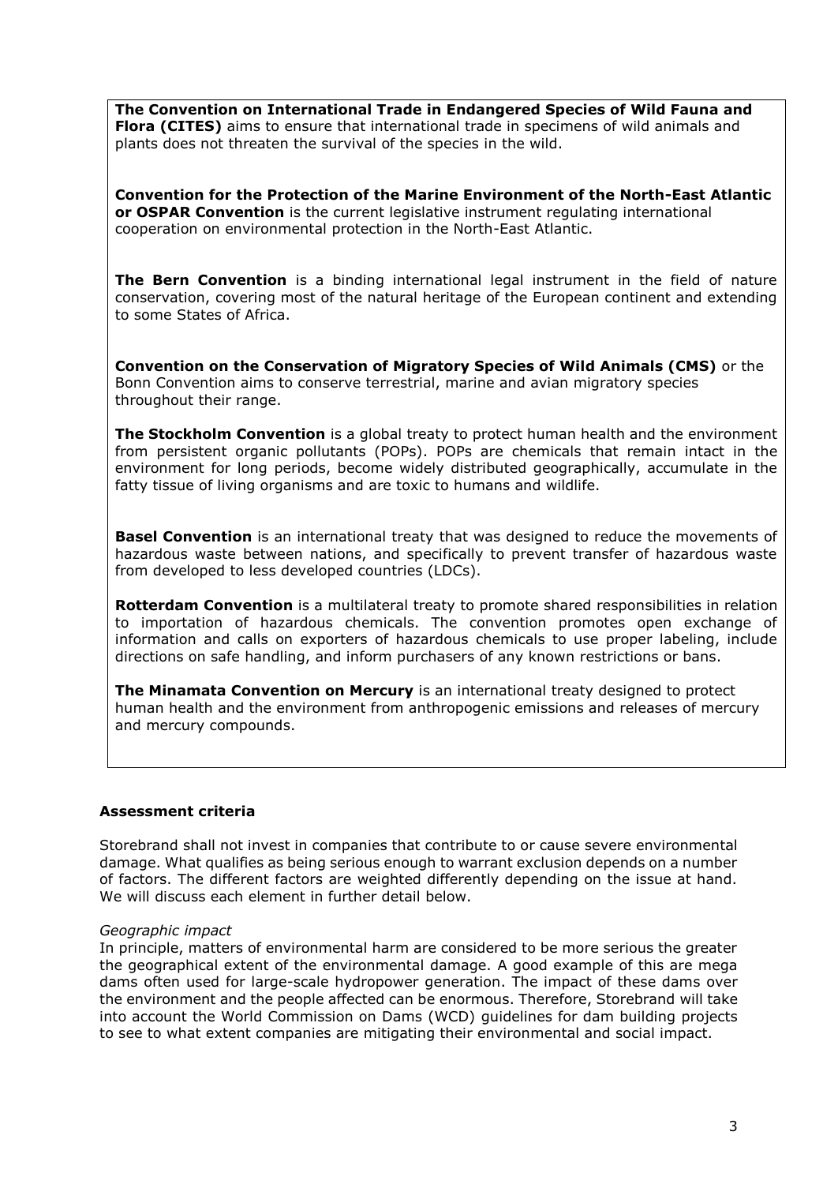**The Convention on International Trade in Endangered Species of Wild Fauna and Flora (CITES)** aims to ensure that international trade in specimens of wild animals and plants does not threaten the survival of the species in the wild.

**Convention for the Protection of the Marine Environment of the North-East Atlantic or OSPAR Convention** is the current legislative instrument regulating international cooperation on environmental protection in the North-East Atlantic.

**The Bern Convention** is a binding international legal instrument in the field of nature conservation, covering most of the natural heritage of the European continent and extending to some States of Africa.

**Convention on the Conservation of Migratory Species of Wild Animals (CMS)** or the Bonn Convention aims to conserve terrestrial, marine and avian migratory species throughout their range.

**The Stockholm Convention** is a global treaty to protect human health and the environment from persistent organic pollutants (POPs). POPs are chemicals that remain intact in the environment for long periods, become widely distributed geographically, accumulate in the fatty tissue of living organisms and are toxic to humans and wildlife.

**Basel Convention** is an international treaty that was designed to reduce the movements of hazardous waste between nations, and specifically to prevent transfer of hazardous waste from developed to less developed countries (LDCs).

**Rotterdam Convention** is a multilateral treaty to promote shared responsibilities in relation to importation of hazardous chemicals. The convention promotes open exchange of information and calls on exporters of hazardous chemicals to use proper labeling, include directions on safe handling, and inform purchasers of any known restrictions or bans.

**The Minamata Convention on Mercury** is an international treaty designed to protect human health and the environment from anthropogenic emissions and releases of mercury and mercury compounds.

### Assessment criteria

Storebrand shall not invest in companies that contribute to or cause severe environmental damage. What qualifies as being serious enough to warrant exclusion depends on a number of factors. The different factors are weighted differently depending on the issue at hand. We will discuss each element in further detail below.

*Geographic impact*

In principle, matters of environmental harm are considered to be more serious the greater the geographical extent of the environmental damage. A good example of this are mega dams often used for large-scale hydropower generation. The impact of these dams over the environment and the people affected can be enormous. Therefore, Storebrand will take into account the World Commission on Dams (WCD) guidelines for dam building projects to see to what extent companies are mitigating their environmental and social impact.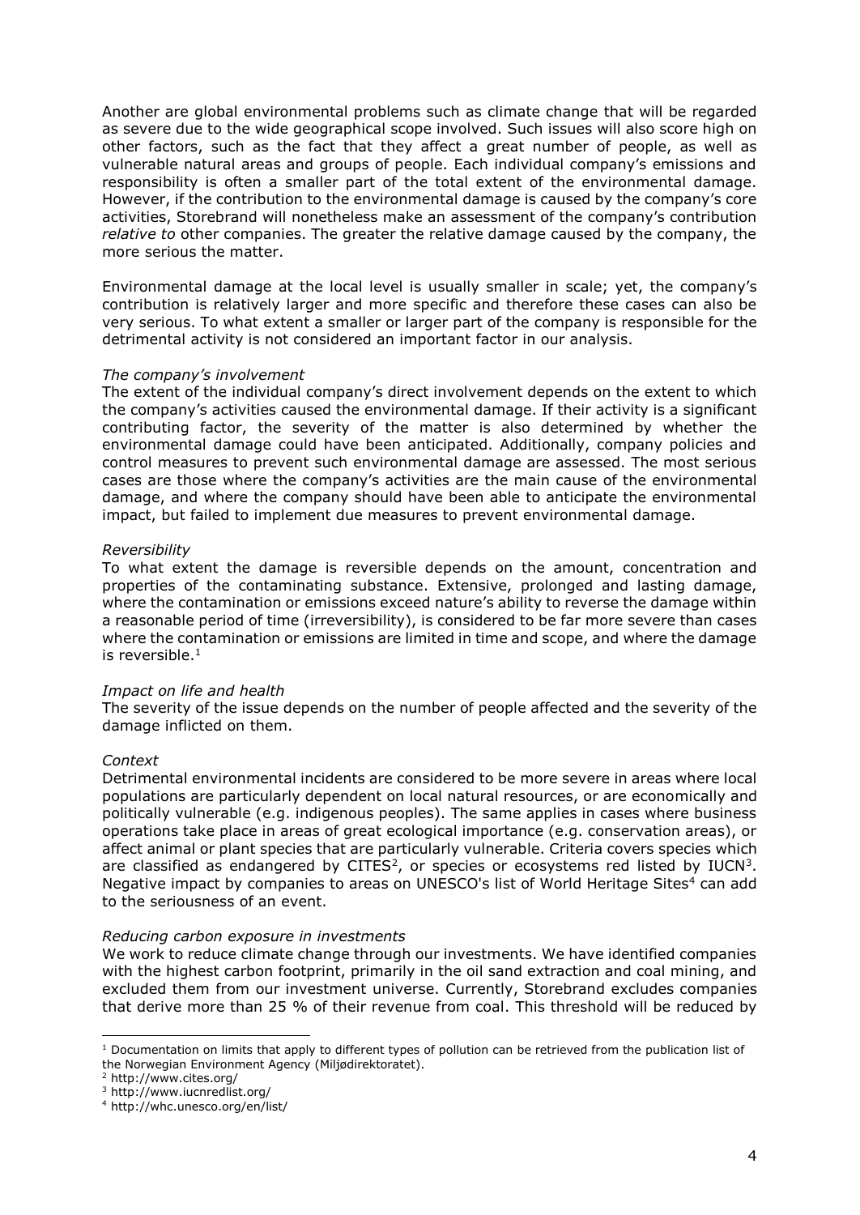Another are global environmental problems such as climate change that will be regarded as severe due to the wide geographical scope involved. Such issues will also score high on other factors, such as the fact that they affect a great number of people, as well as vulnerable natural areas and groups of people. Each individual company's emissions and responsibility is often a smaller part of the total extent of the environmental damage. However, if the contribution to the environmental damage is caused by the company's core activities, Storebrand will nonetheless make an assessment of the company's contribution *relative to* other companies. The greater the relative damage caused by the company, the more serious the matter.

Environmental damage at the local level is usually smaller in scale; yet, the company's contribution is relatively larger and more specific and therefore these cases can also be very serious. To what extent a smaller or larger part of the company is responsible for the detrimental activity is not considered an important factor in our analysis.

*The company's involvement*

The extent of the individual company's direct involvement depends on the extent to which the company's activities caused the environmental damage. If their activity is a significant contributing factor, the severity of the matter is also determined by whether the environmental damage could have been anticipated. Additionally, company policies and control measures to prevent such environmental damage are assessed. The most serious cases are those where the company's activities are the main cause of the environmental damage, and where the company should have been able to anticipate the environmental impact, but failed to implement due measures to prevent environmental damage.

*Reversibility*

To what extent the damage is reversible depends on the amount, concentration and properties of the contaminating substance. Extensive, prolonged and lasting damage, where the contamination or emissions exceed nature's ability to reverse the damage within a reasonable period of time (irreversibility), is considered to be far more severe than cases where the contamination or emissions are limited in time and scope, and where the damage is reversible.[1]

*Impact on life and health*

The severity of the issue depends on the number of people affected and the severity of the damage inflicted on them.

*Context*

Detrimental environmental incidents are considered to be more severe in areas where local populations are particularly dependent on local natural resources, or are economically and politically vulnerable (e.g. indigenous peoples). The same applies in cases where business operations take place in areas of great ecological importance (e.g. conservation areas), or affect animal or plant species that are particularly vulnerable. Criteria covers species which are classified as endangered by CITES[2], or species or ecosystems red listed by IUCN[3]. Negative impact by companies to areas on UNESCO's list of World Heritage Sites[4] can add to the seriousness of an event.

*Reducing carbon exposure in investments*

We work to reduce climate change through our investments. We have identified companies with the highest carbon footprint, primarily in the oil sand extraction and coal mining, and excluded them from our investment universe. Currently, Storebrand excludes companies that derive more than 25 % of their revenue from coal. This threshold will be reduced by

---

[1] Documentation on limits that apply to different types of pollution can be retrieved from the publication list of the Norwegian Environment Agency (Miljødirektoratet).

[2] http://www.cites.org/

[3] http://www.iucnredlist.org/

[4] http://whc.unesco.org/en/list/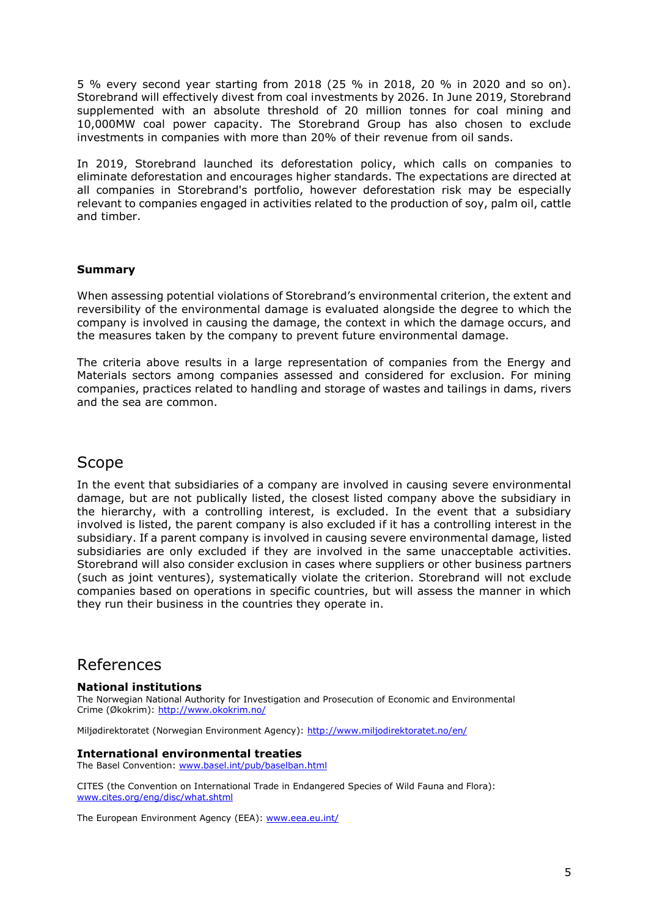5 % every second year starting from 2018 (25 % in 2018, 20 % in 2020 and so on). Storebrand will effectively divest from coal investments by 2026. In June 2019, Storebrand supplemented with an absolute threshold of 20 million tonnes for coal mining and 10,000MW coal power capacity. The Storebrand Group has also chosen to exclude investments in companies with more than 20% of their revenue from oil sands.

In 2019, Storebrand launched its deforestation policy, which calls on companies to eliminate deforestation and encourages higher standards. The expectations are directed at all companies in Storebrand's portfolio, however deforestation risk may be especially relevant to companies engaged in activities related to the production of soy, palm oil, cattle and timber.

**Summary**

When assessing potential violations of Storebrand's environmental criterion, the extent and reversibility of the environmental damage is evaluated alongside the degree to which the company is involved in causing the damage, the context in which the damage occurs, and the measures taken by the company to prevent future environmental damage.

The criteria above results in a large representation of companies from the Energy and Materials sectors among companies assessed and considered for exclusion. For mining companies, practices related to handling and storage of wastes and tailings in dams, rivers and the sea are common.

# Scope

In the event that subsidiaries of a company are involved in causing severe environmental damage, but are not publically listed, the closest listed company above the subsidiary in the hierarchy, with a controlling interest, is excluded. In the event that a subsidiary involved is listed, the parent company is also excluded if it has a controlling interest in the subsidiary. If a parent company is involved in causing severe environmental damage, listed subsidiaries are only excluded if they are involved in the same unacceptable activities. Storebrand will also consider exclusion in cases where suppliers or other business partners (such as joint ventures), systematically violate the criterion. Storebrand will not exclude companies based on operations in specific countries, but will assess the manner in which they run their business in the countries they operate in.

# References

### National institutions

The Norwegian National Authority for Investigation and Prosecution of Economic and Environmental Crime (Økokrim): http://www.okokrim.no/

Miljødirektoratet (Norwegian Environment Agency): http://www.miljodirektoratet.no/en/

### International environmental treaties

The Basel Convention: www.basel.int/pub/baselban.html

CITES (the Convention on International Trade in Endangered Species of Wild Fauna and Flora): www.cites.org/eng/disc/what.shtml

The European Environment Agency (EEA): www.eea.eu.int/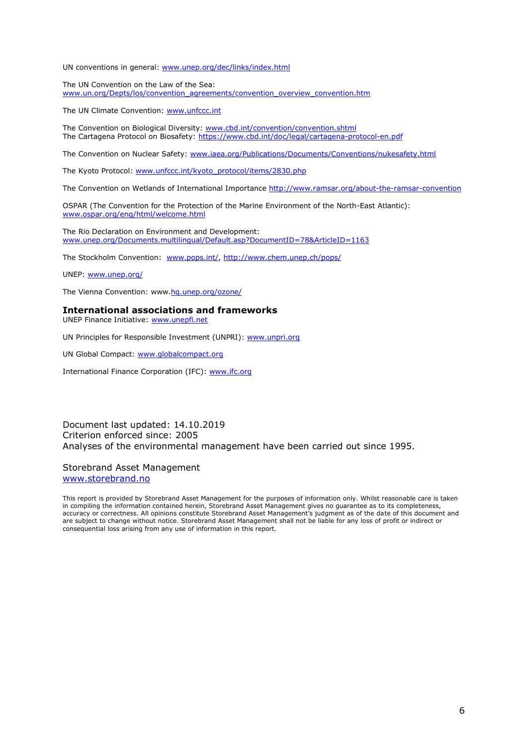UN conventions in general: www.unep.org/dec/links/index.html

The UN Convention on the Law of the Sea:
www.un.org/Depts/los/convention_agreements/convention_overview_convention.htm

The UN Climate Convention: www.unfccc.int

The Convention on Biological Diversity: www.cbd.int/convention/convention.shtml
The Cartagena Protocol on Biosafety: https://www.cbd.int/doc/legal/cartagena-protocol-en.pdf

The Convention on Nuclear Safety: www.iaea.org/Publications/Documents/Conventions/nukesafety.html

The Kyoto Protocol: www.unfccc.int/kyoto_protocol/items/2830.php

The Convention on Wetlands of International Importance http://www.ramsar.org/about-the-ramsar-convention

OSPAR (The Convention for the Protection of the Marine Environment of the North-East Atlantic):
www.ospar.org/eng/html/welcome.html

The Rio Declaration on Environment and Development:
www.unep.org/Documents.multilingual/Default.asp?DocumentID=78&ArticleID=1163

The Stockholm Convention: www.pops.int/, http://www.chem.unep.ch/pops/

UNEP: www.unep.org/

The Vienna Convention: www.hq.unep.org/ozone/

## International associations and frameworks

UNEP Finance Initiative: www.unepfi.net

UN Principles for Responsible Investment (UNPRI): www.unpri.org

UN Global Compact: www.globalcompact.org

International Finance Corporation (IFC): www.ifc.org

Document last updated: 14.10.2019
Criterion enforced since: 2005
Analyses of the environmental management have been carried out since 1995.

Storebrand Asset Management
www.storebrand.no

This report is provided by Storebrand Asset Management for the purposes of information only. Whilst reasonable care is taken in compiling the information contained herein, Storebrand Asset Management gives no guarantee as to its completeness, accuracy or correctness. All opinions constitute Storebrand Asset Management's judgment as of the date of this document and are subject to change without notice. Storebrand Asset Management shall not be liable for any loss of profit or indirect or consequential loss arising from any use of information in this report.